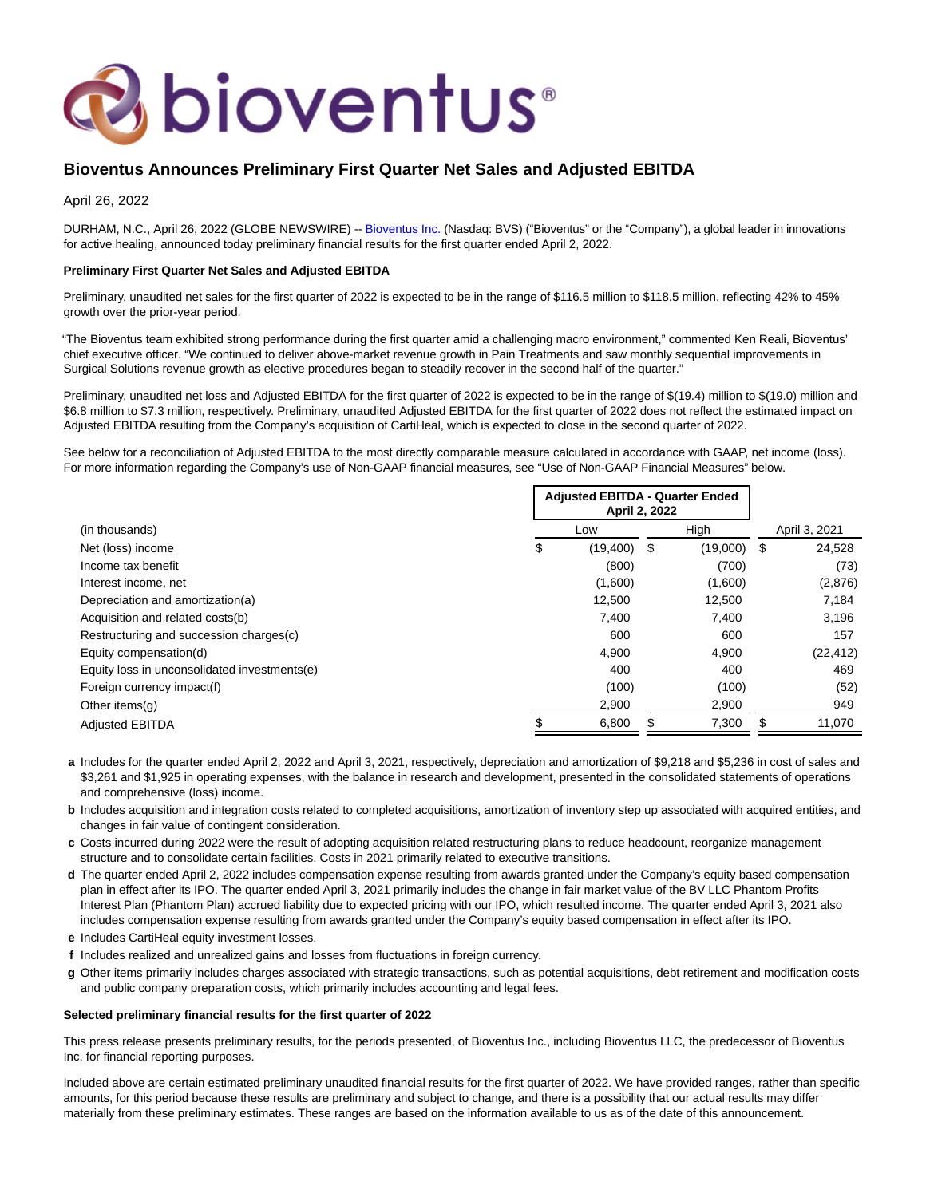# Bioventus Announces Preliminary First Quarter Net Sales and Adjusted EBITDA

April 26, 2022

DURHAM, N.C., April 26, 2022 (GLOBE NEWSWIRE) -- Bioventus Inc. (Nasdaq: BVS) ("Bioventus" or the "Company"), a global leader in innovations for active healing, announced today preliminary financial results for the first quarter ended April 2, 2022.

**Preliminary First Quarter Net Sales and Adjusted EBITDA**

Preliminary, unaudited net sales for the first quarter of 2022 is expected to be in the range of $116.5 million to $118.5 million, reflecting 42% to 45% growth over the prior-year period.

"The Bioventus team exhibited strong performance during the first quarter amid a challenging macro environment," commented Ken Reali, Bioventus' chief executive officer. "We continued to deliver above-market revenue growth in Pain Treatments and saw monthly sequential improvements in Surgical Solutions revenue growth as elective procedures began to steadily recover in the second half of the quarter."

Preliminary, unaudited net loss and Adjusted EBITDA for the first quarter of 2022 is expected to be in the range of $(19.4) million to $(19.0) million and $6.8 million to $7.3 million, respectively. Preliminary, unaudited Adjusted EBITDA for the first quarter of 2022 does not reflect the estimated impact on Adjusted EBITDA resulting from the Company's acquisition of CartiHeal, which is expected to close in the second quarter of 2022.

See below for a reconciliation of Adjusted EBITDA to the most directly comparable measure calculated in accordance with GAAP, net income (loss). For more information regarding the Company's use of Non-GAAP financial measures, see "Use of Non-GAAP Financial Measures" below.

| | Adjusted EBITDA - Quarter Ended April 2, 2022 | | |
|---|---|---|---|
| (in thousands) | Low | High | April 3, 2021 |
| Net (loss) income | $ (19,400) | $ (19,000) | $ 24,528 |
| Income tax benefit | (800) | (700) | (73) |
| Interest income, net | (1,600) | (1,600) | (2,876) |
| Depreciation and amortization(a) | 12,500 | 12,500 | 7,184 |
| Acquisition and related costs(b) | 7,400 | 7,400 | 3,196 |
| Restructuring and succession charges(c) | 600 | 600 | 157 |
| Equity compensation(d) | 4,900 | 4,900 | (22,412) |
| Equity loss in unconsolidated investments(e) | 400 | 400 | 469 |
| Foreign currency impact(f) | (100) | (100) | (52) |
| Other items(g) | 2,900 | 2,900 | 949 |
| Adjusted EBITDA | $ 6,800 | $ 7,300 | $ 11,070 |

- **a** Includes for the quarter ended April 2, 2022 and April 3, 2021, respectively, depreciation and amortization of $9,218 and $5,236 in cost of sales and $3,261 and $1,925 in operating expenses, with the balance in research and development, presented in the consolidated statements of operations and comprehensive (loss) income.
- **b** Includes acquisition and integration costs related to completed acquisitions, amortization of inventory step up associated with acquired entities, and changes in fair value of contingent consideration.
- **c** Costs incurred during 2022 were the result of adopting acquisition related restructuring plans to reduce headcount, reorganize management structure and to consolidate certain facilities. Costs in 2021 primarily related to executive transitions.
- **d** The quarter ended April 2, 2022 includes compensation expense resulting from awards granted under the Company's equity based compensation plan in effect after its IPO. The quarter ended April 3, 2021 primarily includes the change in fair market value of the BV LLC Phantom Profits Interest Plan (Phantom Plan) accrued liability due to expected pricing with our IPO, which resulted income. The quarter ended April 3, 2021 also includes compensation expense resulting from awards granted under the Company's equity based compensation in effect after its IPO.
- **e** Includes CartiHeal equity investment losses.
- **f** Includes realized and unrealized gains and losses from fluctuations in foreign currency.
- **g** Other items primarily includes charges associated with strategic transactions, such as potential acquisitions, debt retirement and modification costs and public company preparation costs, which primarily includes accounting and legal fees.

**Selected preliminary financial results for the first quarter of 2022**

This press release presents preliminary results, for the periods presented, of Bioventus Inc., including Bioventus LLC, the predecessor of Bioventus Inc. for financial reporting purposes.

Included above are certain estimated preliminary unaudited financial results for the first quarter of 2022. We have provided ranges, rather than specific amounts, for this period because these results are preliminary and subject to change, and there is a possibility that our actual results may differ materially from these preliminary estimates. These ranges are based on the information available to us as of the date of this announcement.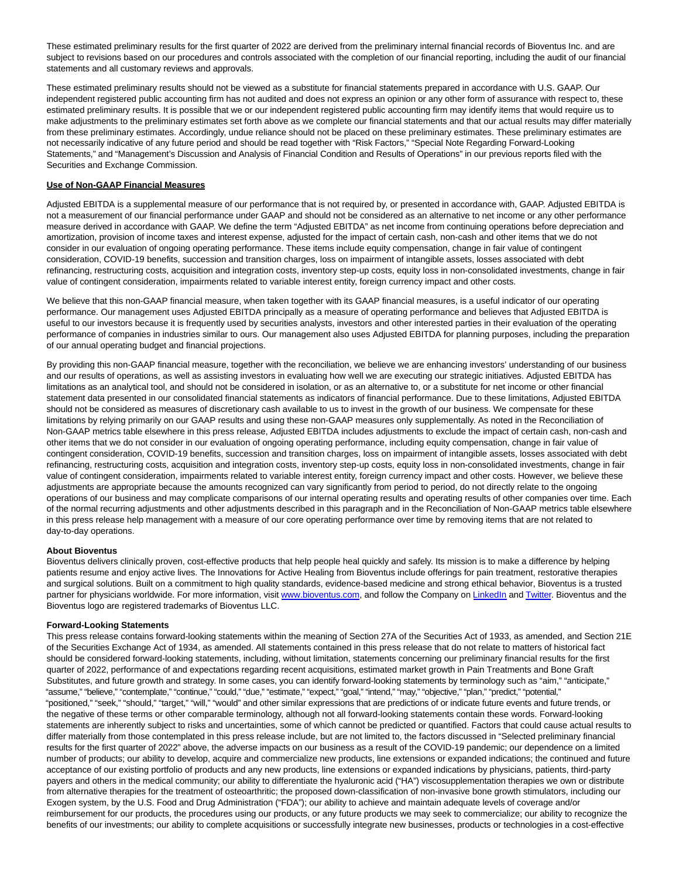These estimated preliminary results for the first quarter of 2022 are derived from the preliminary internal financial records of Bioventus Inc. and are subject to revisions based on our procedures and controls associated with the completion of our financial reporting, including the audit of our financial statements and all customary reviews and approvals.

These estimated preliminary results should not be viewed as a substitute for financial statements prepared in accordance with U.S. GAAP. Our independent registered public accounting firm has not audited and does not express an opinion or any other form of assurance with respect to, these estimated preliminary results. It is possible that we or our independent registered public accounting firm may identify items that would require us to make adjustments to the preliminary estimates set forth above as we complete our financial statements and that our actual results may differ materially from these preliminary estimates. Accordingly, undue reliance should not be placed on these preliminary estimates. These preliminary estimates are not necessarily indicative of any future period and should be read together with "Risk Factors," "Special Note Regarding Forward-Looking Statements," and "Management's Discussion and Analysis of Financial Condition and Results of Operations" in our previous reports filed with the Securities and Exchange Commission.

**Use of Non-GAAP Financial Measures**

Adjusted EBITDA is a supplemental measure of our performance that is not required by, or presented in accordance with, GAAP. Adjusted EBITDA is not a measurement of our financial performance under GAAP and should not be considered as an alternative to net income or any other performance measure derived in accordance with GAAP. We define the term "Adjusted EBITDA" as net income from continuing operations before depreciation and amortization, provision of income taxes and interest expense, adjusted for the impact of certain cash, non-cash and other items that we do not consider in our evaluation of ongoing operating performance. These items include equity compensation, change in fair value of contingent consideration, COVID-19 benefits, succession and transition charges, loss on impairment of intangible assets, losses associated with debt refinancing, restructuring costs, acquisition and integration costs, inventory step-up costs, equity loss in non-consolidated investments, change in fair value of contingent consideration, impairments related to variable interest entity, foreign currency impact and other costs.

We believe that this non-GAAP financial measure, when taken together with its GAAP financial measures, is a useful indicator of our operating performance. Our management uses Adjusted EBITDA principally as a measure of operating performance and believes that Adjusted EBITDA is useful to our investors because it is frequently used by securities analysts, investors and other interested parties in their evaluation of the operating performance of companies in industries similar to ours. Our management also uses Adjusted EBITDA for planning purposes, including the preparation of our annual operating budget and financial projections.

By providing this non-GAAP financial measure, together with the reconciliation, we believe we are enhancing investors' understanding of our business and our results of operations, as well as assisting investors in evaluating how well we are executing our strategic initiatives. Adjusted EBITDA has limitations as an analytical tool, and should not be considered in isolation, or as an alternative to, or a substitute for net income or other financial statement data presented in our consolidated financial statements as indicators of financial performance. Due to these limitations, Adjusted EBITDA should not be considered as measures of discretionary cash available to us to invest in the growth of our business. We compensate for these limitations by relying primarily on our GAAP results and using these non-GAAP measures only supplementally. As noted in the Reconciliation of Non-GAAP metrics table elsewhere in this press release, Adjusted EBITDA includes adjustments to exclude the impact of certain cash, non-cash and other items that we do not consider in our evaluation of ongoing operating performance, including equity compensation, change in fair value of contingent consideration, COVID-19 benefits, succession and transition charges, loss on impairment of intangible assets, losses associated with debt refinancing, restructuring costs, acquisition and integration costs, inventory step-up costs, equity loss in non-consolidated investments, change in fair value of contingent consideration, impairments related to variable interest entity, foreign currency impact and other costs. However, we believe these adjustments are appropriate because the amounts recognized can vary significantly from period to period, do not directly relate to the ongoing operations of our business and may complicate comparisons of our internal operating results and operating results of other companies over time. Each of the normal recurring adjustments and other adjustments described in this paragraph and in the Reconciliation of Non-GAAP metrics table elsewhere in this press release help management with a measure of our core operating performance over time by removing items that are not related to day-to-day operations.

**About Bioventus**

Bioventus delivers clinically proven, cost-effective products that help people heal quickly and safely. Its mission is to make a difference by helping patients resume and enjoy active lives. The Innovations for Active Healing from Bioventus include offerings for pain treatment, restorative therapies and surgical solutions. Built on a commitment to high quality standards, evidence-based medicine and strong ethical behavior, Bioventus is a trusted partner for physicians worldwide. For more information, visit www.bioventus.com, and follow the Company on LinkedIn and Twitter. Bioventus and the Bioventus logo are registered trademarks of Bioventus LLC.

**Forward-Looking Statements**

This press release contains forward-looking statements within the meaning of Section 27A of the Securities Act of 1933, as amended, and Section 21E of the Securities Exchange Act of 1934, as amended. All statements contained in this press release that do not relate to matters of historical fact should be considered forward-looking statements, including, without limitation, statements concerning our preliminary financial results for the first quarter of 2022, performance of and expectations regarding recent acquisitions, estimated market growth in Pain Treatments and Bone Graft Substitutes, and future growth and strategy. In some cases, you can identify forward-looking statements by terminology such as "aim," "anticipate," "assume," "believe," "contemplate," "continue," "could," "due," "estimate," "expect," "goal," "intend," "may," "objective," "plan," "predict," "potential," "positioned," "seek," "should," "target," "will," "would" and other similar expressions that are predictions of or indicate future events and future trends, or the negative of these terms or other comparable terminology, although not all forward-looking statements contain these words. Forward-looking statements are inherently subject to risks and uncertainties, some of which cannot be predicted or quantified. Factors that could cause actual results to differ materially from those contemplated in this press release include, but are not limited to, the factors discussed in "Selected preliminary financial results for the first quarter of 2022" above, the adverse impacts on our business as a result of the COVID-19 pandemic; our dependence on a limited number of products; our ability to develop, acquire and commercialize new products, line extensions or expanded indications; the continued and future acceptance of our existing portfolio of products and any new products, line extensions or expanded indications by physicians, patients, third-party payers and others in the medical community; our ability to differentiate the hyaluronic acid ("HA") viscosupplementation therapies we own or distribute from alternative therapies for the treatment of osteoarthritic; the proposed down-classification of non-invasive bone growth stimulators, including our Exogen system, by the U.S. Food and Drug Administration ("FDA"); our ability to achieve and maintain adequate levels of coverage and/or reimbursement for our products, the procedures using our products, or any future products we may seek to commercialize; our ability to recognize the benefits of our investments; our ability to complete acquisitions or successfully integrate new businesses, products or technologies in a cost-effective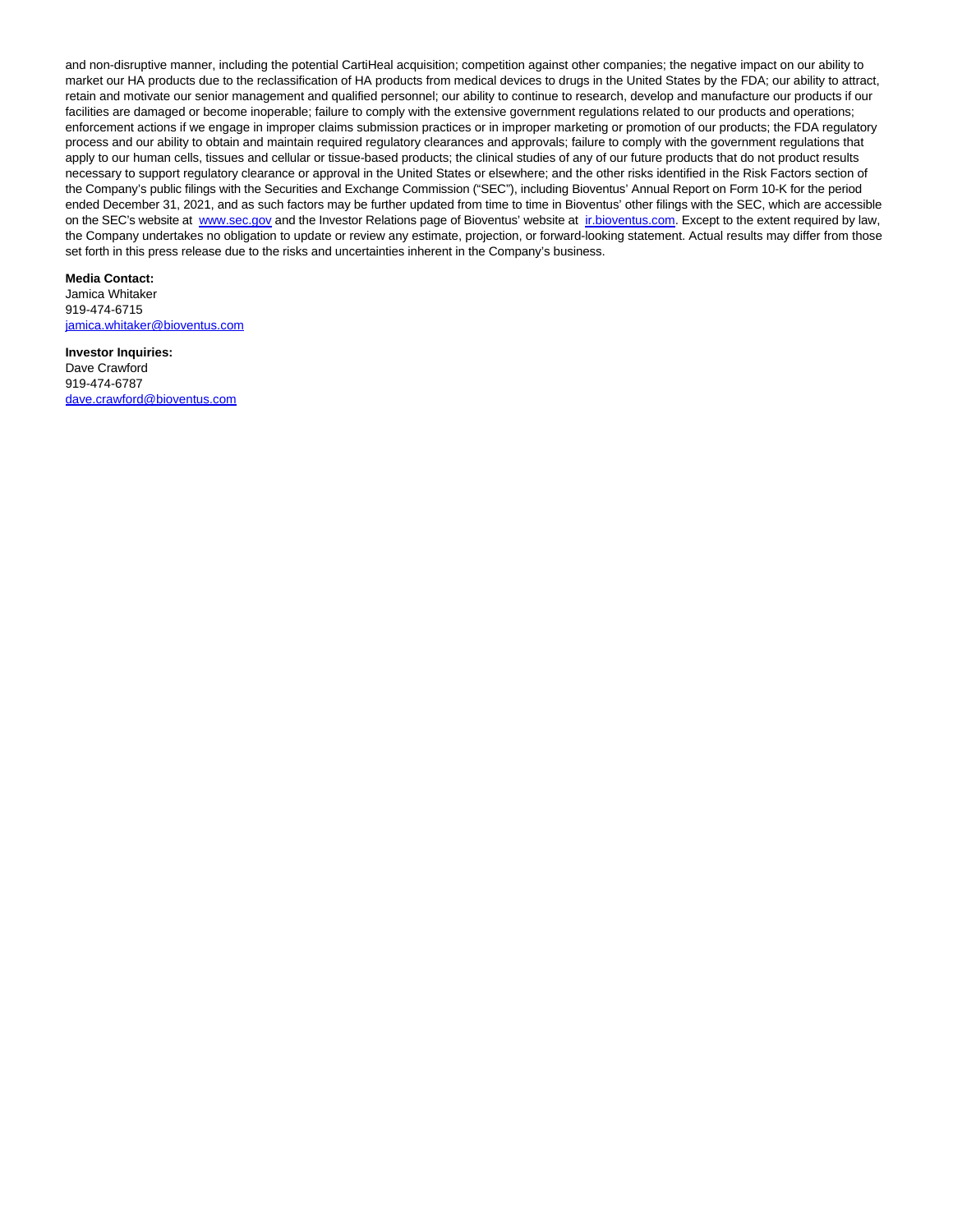and non-disruptive manner, including the potential CartiHeal acquisition; competition against other companies; the negative impact on our ability to market our HA products due to the reclassification of HA products from medical devices to drugs in the United States by the FDA; our ability to attract, retain and motivate our senior management and qualified personnel; our ability to continue to research, develop and manufacture our products if our facilities are damaged or become inoperable; failure to comply with the extensive government regulations related to our products and operations; enforcement actions if we engage in improper claims submission practices or in improper marketing or promotion of our products; the FDA regulatory process and our ability to obtain and maintain required regulatory clearances and approvals; failure to comply with the government regulations that apply to our human cells, tissues and cellular or tissue-based products; the clinical studies of any of our future products that do not product results necessary to support regulatory clearance or approval in the United States or elsewhere; and the other risks identified in the Risk Factors section of the Company's public filings with the Securities and Exchange Commission ("SEC"), including Bioventus' Annual Report on Form 10-K for the period ended December 31, 2021, and as such factors may be further updated from time to time in Bioventus' other filings with the SEC, which are accessible on the SEC's website at www.sec.gov and the Investor Relations page of Bioventus' website at ir.bioventus.com. Except to the extent required by law, the Company undertakes no obligation to update or review any estimate, projection, or forward-looking statement. Actual results may differ from those set forth in this press release due to the risks and uncertainties inherent in the Company's business.

**Media Contact:**
Jamica Whitaker
919-474-6715
jamica.whitaker@bioventus.com

**Investor Inquiries:**
Dave Crawford
919-474-6787
dave.crawford@bioventus.com